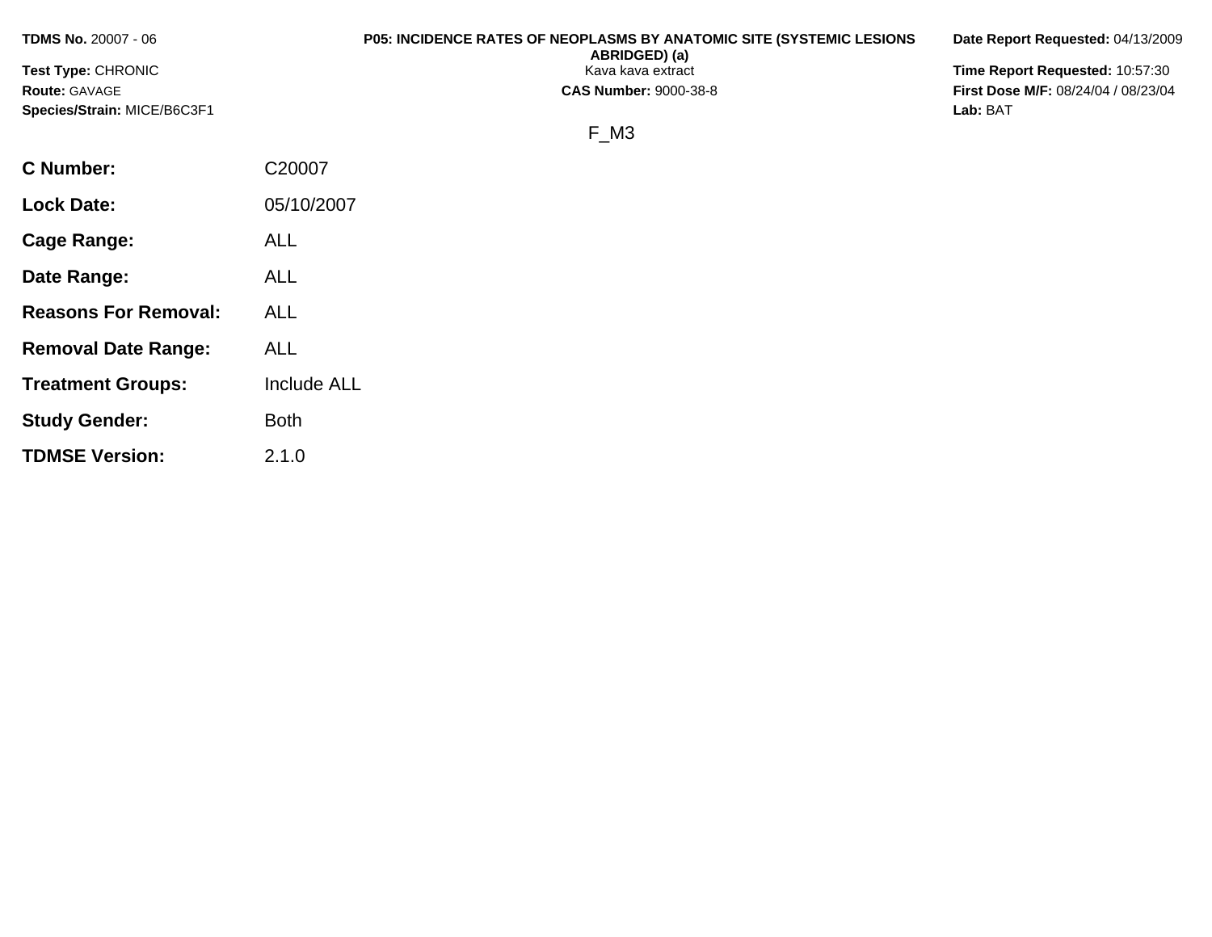**TDMS No.** 20007 - 06
**Test Type:** CHRONIC
**Route:** GAVAGE
**Species/Strain:** MICE/B6C3F1

**P05: INCIDENCE RATES OF NEOPLASMS BY ANATOMIC SITE (SYSTEMIC LESIONS ABRIDGED) (a)**
Kava kava extract
**CAS Number:** 9000-38-8

**Date Report Requested:** 04/13/2009
**Time Report Requested:** 10:57:30
**First Dose M/F:** 08/24/04 / 08/23/04
**Lab:** BAT

F_M3

| | |
|---|---|
| **C Number:** | C20007 |
| **Lock Date:** | 05/10/2007 |
| **Cage Range:** | ALL |
| **Date Range:** | ALL |
| **Reasons For Removal:** | ALL |
| **Removal Date Range:** | ALL |
| **Treatment Groups:** | Include ALL |
| **Study Gender:** | Both |
| **TDMSE Version:** | 2.1.0 |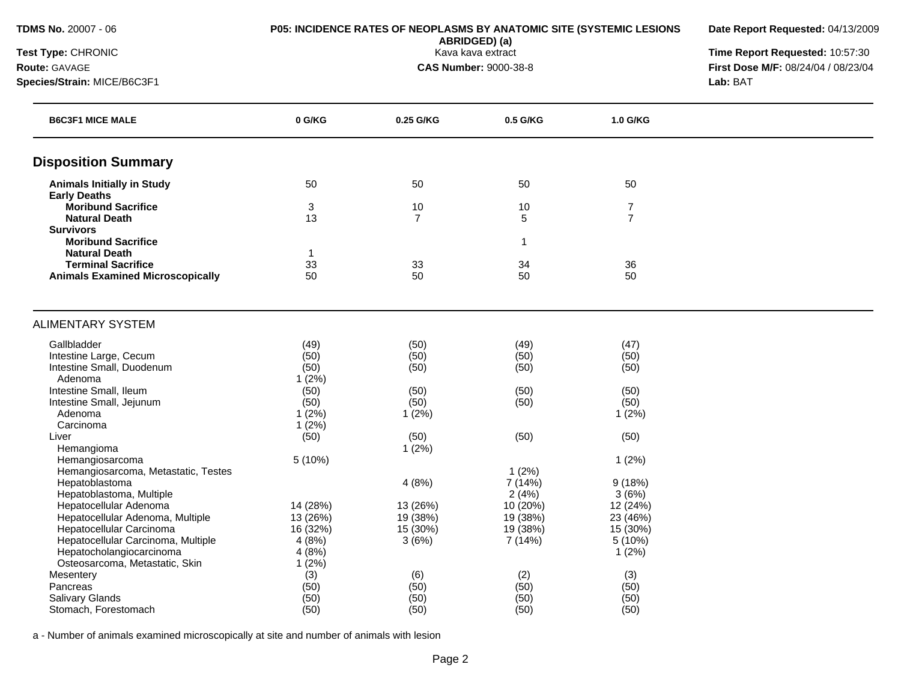**TDMS No.** 20007 - 06
**Test Type:** CHRONIC
**Route:** GAVAGE
**Species/Strain:** MICE/B6C3F1

**P05: INCIDENCE RATES OF NEOPLASMS BY ANATOMIC SITE (SYSTEMIC LESIONS ABRIDGED) (a)**
Kava kava extract
**CAS Number:** 9000-38-8

**Date Report Requested:** 04/13/2009
**Time Report Requested:** 10:57:30
**First Dose M/F:** 08/24/04 / 08/23/04
**Lab:** BAT

| B6C3F1 MICE MALE | 0 G/KG | 0.25 G/KG | 0.5 G/KG | 1.0 G/KG |
|---|---|---|---|---|
| **Disposition Summary** | | | | |
| **Animals Initially in Study** | 50 | 50 | 50 | 50 |
| **Early Deaths** | | | | |
| **Moribund Sacrifice** | 3 | 10 | 10 | 7 |
| **Natural Death** | 13 | 7 | 5 | 7 |
| **Survivors** | | | | |
| **Moribund Sacrifice** | | | 1 | |
| **Natural Death** | 1 | | | |
| **Terminal Sacrifice** | 33 | 33 | 34 | 36 |
| **Animals Examined Microscopically** | 50 | 50 | 50 | 50 |
| ALIMENTARY SYSTEM | | | | |
| Gallbladder | (49) | (50) | (49) | (47) |
| Intestine Large, Cecum | (50) | (50) | (50) | (50) |
| Intestine Small, Duodenum | (50) | (50) | (50) | (50) |
| Adenoma | 1 (2%) | | | |
| Intestine Small, Ileum | (50) | (50) | (50) | (50) |
| Intestine Small, Jejunum | (50) | (50) | (50) | (50) |
| Adenoma | 1 (2%) | 1 (2%) | | 1 (2%) |
| Carcinoma | 1 (2%) | | | |
| Liver | (50) | (50) | (50) | (50) |
| Hemangioma | | 1 (2%) | | |
| Hemangiosarcoma | 5 (10%) | | | 1 (2%) |
| Hemangiosarcoma, Metastatic, Testes | | | 1 (2%) | |
| Hepatoblastoma | | 4 (8%) | 7 (14%) | 9 (18%) |
| Hepatoblastoma, Multiple | | | 2 (4%) | 3 (6%) |
| Hepatocellular Adenoma | 14 (28%) | 13 (26%) | 10 (20%) | 12 (24%) |
| Hepatocellular Adenoma, Multiple | 13 (26%) | 19 (38%) | 19 (38%) | 23 (46%) |
| Hepatocellular Carcinoma | 16 (32%) | 15 (30%) | 19 (38%) | 15 (30%) |
| Hepatocellular Carcinoma, Multiple | 4 (8%) | 3 (6%) | 7 (14%) | 5 (10%) |
| Hepatocholangiocarcinoma | 4 (8%) | | | 1 (2%) |
| Osteosarcoma, Metastatic, Skin | 1 (2%) | | | |
| Mesentery | (3) | (6) | (2) | (3) |
| Pancreas | (50) | (50) | (50) | (50) |
| Salivary Glands | (50) | (50) | (50) | (50) |
| Stomach, Forestomach | (50) | (50) | (50) | (50) |

a - Number of animals examined microscopically at site and number of animals with lesion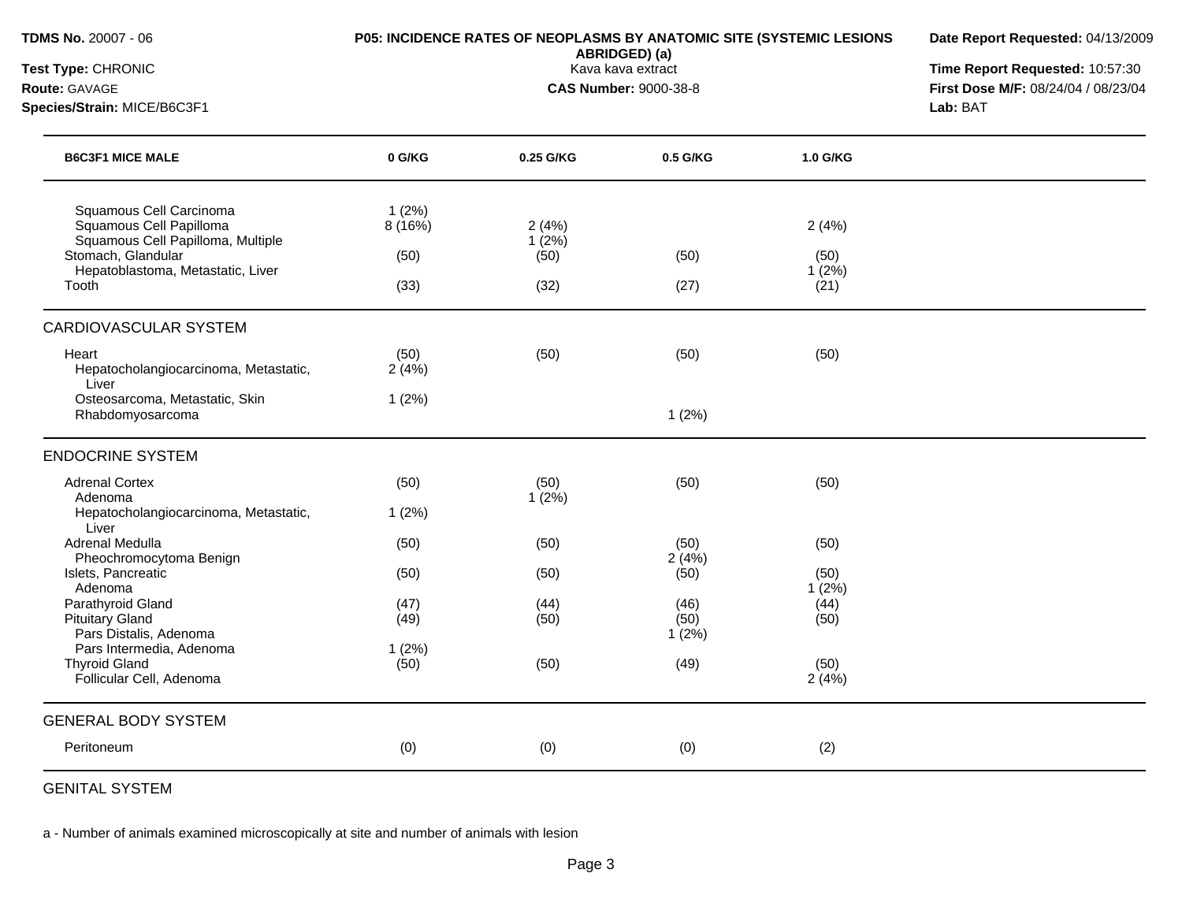**TDMS No.** 20007 - 06
**Test Type:** CHRONIC
**Route:** GAVAGE
**Species/Strain:** MICE/B6C3F1

**P05: INCIDENCE RATES OF NEOPLASMS BY ANATOMIC SITE (SYSTEMIC LESIONS ABRIDGED) (a)**
Kava kava extract
**CAS Number:** 9000-38-8

**Date Report Requested:** 04/13/2009
**Time Report Requested:** 10:57:30
**First Dose M/F:** 08/24/04 / 08/23/04
**Lab:** BAT

| B6C3F1 MICE MALE | 0 G/KG | 0.25 G/KG | 0.5 G/KG | 1.0 G/KG |
|---|---|---|---|---|
| Squamous Cell Carcinoma | 1 (2%) | | | |
| Squamous Cell Papilloma | 8 (16%) | 2 (4%) | | 2 (4%) |
| Squamous Cell Papilloma, Multiple | | 1 (2%) | | |
| Stomach, Glandular | (50) | (50) | (50) | (50) |
| Hepatoblastoma, Metastatic, Liver | | | | 1 (2%) |
| Tooth | (33) | (32) | (27) | (21) |
| **CARDIOVASCULAR SYSTEM** | | | | |
| Heart | (50) | (50) | (50) | (50) |
| Hepatocholangiocarcinoma, Metastatic, Liver | 2 (4%) | | | |
| Osteosarcoma, Metastatic, Skin | 1 (2%) | | | |
| Rhabdomyosarcoma | | | 1 (2%) | |
| **ENDOCRINE SYSTEM** | | | | |
| Adrenal Cortex | (50) | (50) | (50) | (50) |
| Adenoma | | 1 (2%) | | |
| Hepatocholangiocarcinoma, Metastatic, Liver | 1 (2%) | | | |
| Adrenal Medulla | (50) | (50) | (50) | (50) |
| Pheochromocytoma Benign | | | 2 (4%) | |
| Islets, Pancreatic | (50) | (50) | (50) | (50) |
| Adenoma | | | | 1 (2%) |
| Parathyroid Gland | (47) | (44) | (46) | (44) |
| Pituitary Gland | (49) | (50) | (50) | (50) |
| Pars Distalis, Adenoma | | | 1 (2%) | |
| Pars Intermedia, Adenoma | 1 (2%) | | | |
| Thyroid Gland | (50) | (50) | (49) | (50) |
| Follicular Cell, Adenoma | | | | 2 (4%) |
| **GENERAL BODY SYSTEM** | | | | |
| Peritoneum | (0) | (0) | (0) | (2) |
| **GENITAL SYSTEM** | | | | |

a - Number of animals examined microscopically at site and number of animals with lesion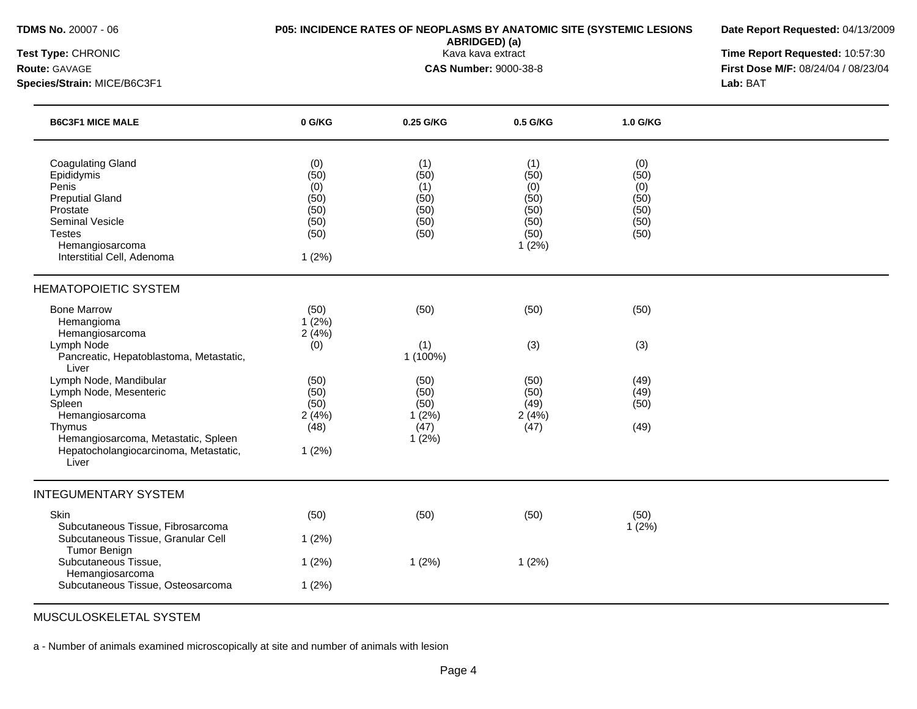**TDMS No.** 20007 - 06
**Test Type:** CHRONIC
**Route:** GAVAGE
**Species/Strain:** MICE/B6C3F1

**P05: INCIDENCE RATES OF NEOPLASMS BY ANATOMIC SITE (SYSTEMIC LESIONS ABRIDGED) (a)**
Kava kava extract
**CAS Number:** 9000-38-8

**Date Report Requested:** 04/13/2009
**Time Report Requested:** 10:57:30
**First Dose M/F:** 08/24/04 / 08/23/04
**Lab:** BAT

| B6C3F1 MICE MALE | 0 G/KG | 0.25 G/KG | 0.5 G/KG | 1.0 G/KG |
|---|---|---|---|---|
| Coagulating Gland | (0) | (1) | (1) | (0) |
| Epididymis | (50) | (50) | (50) | (50) |
| Penis | (0) | (1) | (0) | (0) |
| Preputial Gland | (50) | (50) | (50) | (50) |
| Prostate | (50) | (50) | (50) | (50) |
| Seminal Vesicle | (50) | (50) | (50) | (50) |
| Testes | (50) | (50) | (50) | (50) |
| Hemangiosarcoma | | | 1 (2%) | |
| Interstitial Cell, Adenoma | 1 (2%) | | | |
| **HEMATOPOIETIC SYSTEM** | | | | |
| Bone Marrow | (50) | (50) | (50) | (50) |
| Hemangioma | 1 (2%) | | | |
| Hemangiosarcoma | 2 (4%) | | | |
| Lymph Node | (0) | (1) | (3) | (3) |
| Pancreatic, Hepatoblastoma, Metastatic, Liver | | 1 (100%) | | |
| Lymph Node, Mandibular | (50) | (50) | (50) | (49) |
| Lymph Node, Mesenteric | (50) | (50) | (50) | (49) |
| Spleen | (50) | (50) | (49) | (50) |
| Hemangiosarcoma | 2 (4%) | 1 (2%) | 2 (4%) | |
| Thymus | (48) | (47) | (47) | (49) |
| Hemangiosarcoma, Metastatic, Spleen | | 1 (2%) | | |
| Hepatocholangiocarcinoma, Metastatic, Liver | 1 (2%) | | | |
| **INTEGUMENTARY SYSTEM** | | | | |
| Skin | (50) | (50) | (50) | (50) |
| Subcutaneous Tissue, Fibrosarcoma | | | | 1 (2%) |
| Subcutaneous Tissue, Granular Cell Tumor Benign | 1 (2%) | | | |
| Subcutaneous Tissue, Hemangiosarcoma | 1 (2%) | 1 (2%) | 1 (2%) | |
| Subcutaneous Tissue, Osteosarcoma | 1 (2%) | | | |
| **MUSCULOSKELETAL SYSTEM** | | | | |

a - Number of animals examined microscopically at site and number of animals with lesion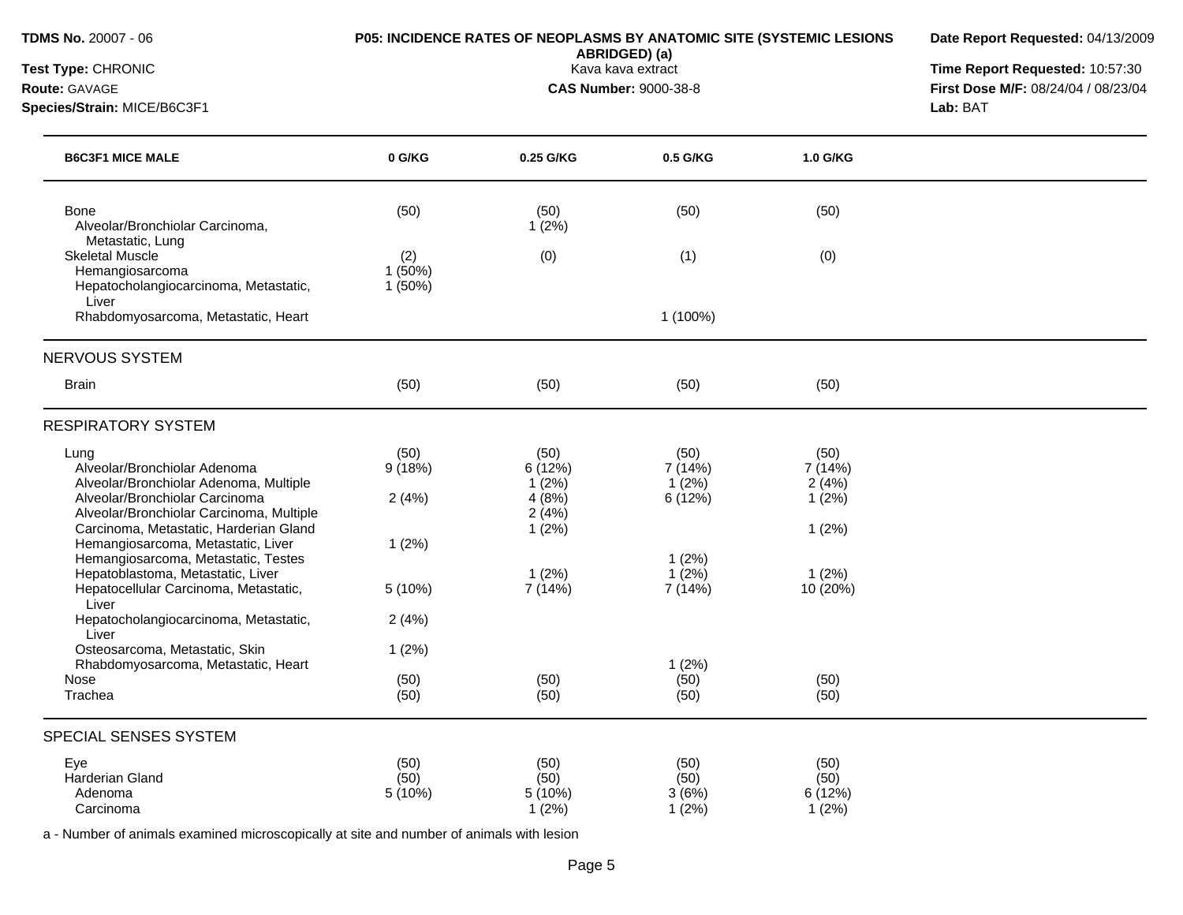**TDMS No.** 20007 - 06
**Test Type:** CHRONIC
**Route:** GAVAGE
**Species/Strain:** MICE/B6C3F1

**P05: INCIDENCE RATES OF NEOPLASMS BY ANATOMIC SITE (SYSTEMIC LESIONS ABRIDGED) (a)**
Kava kava extract
**CAS Number:** 9000-38-8

**Date Report Requested:** 04/13/2009
**Time Report Requested:** 10:57:30
**First Dose M/F:** 08/24/04 / 08/23/04
**Lab:** BAT

| B6C3F1 MICE MALE | 0 G/KG | 0.25 G/KG | 0.5 G/KG | 1.0 G/KG |
|---|---|---|---|---|
| Bone | (50) | (50) | (50) | (50) |
| Alveolar/Bronchiolar Carcinoma, Metastatic, Lung | | 1 (2%) | | |
| Skeletal Muscle | (2) | (0) | (1) | (0) |
| Hemangiosarcoma | 1 (50%) | | | |
| Hepatocholangiocarcinoma, Metastatic, Liver | 1 (50%) | | | |
| Rhabdomyosarcoma, Metastatic, Heart | | | 1 (100%) | |
| **NERVOUS SYSTEM** | | | | |
| Brain | (50) | (50) | (50) | (50) |
| **RESPIRATORY SYSTEM** | | | | |
| Lung | (50) | (50) | (50) | (50) |
| Alveolar/Bronchiolar Adenoma | 9 (18%) | 6 (12%) | 7 (14%) | 7 (14%) |
| Alveolar/Bronchiolar Adenoma, Multiple | | 1 (2%) | 1 (2%) | 2 (4%) |
| Alveolar/Bronchiolar Carcinoma | 2 (4%) | 4 (8%) | 6 (12%) | 1 (2%) |
| Alveolar/Bronchiolar Carcinoma, Multiple | | 2 (4%) | | |
| Carcinoma, Metastatic, Harderian Gland | | 1 (2%) | | 1 (2%) |
| Hemangiosarcoma, Metastatic, Liver | 1 (2%) | | | |
| Hemangiosarcoma, Metastatic, Testes | | | 1 (2%) | |
| Hepatoblastoma, Metastatic, Liver | | 1 (2%) | 1 (2%) | 1 (2%) |
| Hepatocellular Carcinoma, Metastatic, Liver | 5 (10%) | 7 (14%) | 7 (14%) | 10 (20%) |
| Hepatocholangiocarcinoma, Metastatic, Liver | 2 (4%) | | | |
| Osteosarcoma, Metastatic, Skin | 1 (2%) | | | |
| Rhabdomyosarcoma, Metastatic, Heart | | | 1 (2%) | |
| Nose | (50) | (50) | (50) | (50) |
| Trachea | (50) | (50) | (50) | (50) |
| **SPECIAL SENSES SYSTEM** | | | | |
| Eye | (50) | (50) | (50) | (50) |
| Harderian Gland | (50) | (50) | (50) | (50) |
| Adenoma | 5 (10%) | 5 (10%) | 3 (6%) | 6 (12%) |
| Carcinoma | | 1 (2%) | 1 (2%) | 1 (2%) |

a - Number of animals examined microscopically at site and number of animals with lesion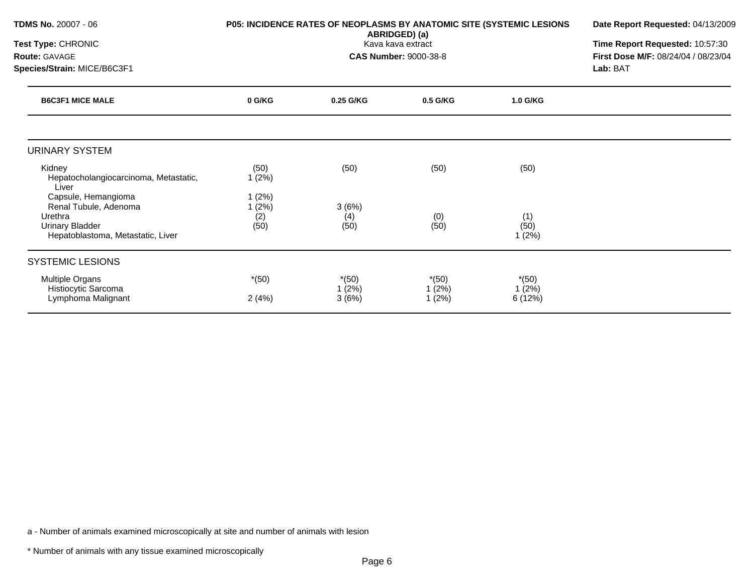**TDMS No.** 20007 - 06
**Test Type:** CHRONIC
**Route:** GAVAGE
**Species/Strain:** MICE/B6C3F1

**P05: INCIDENCE RATES OF NEOPLASMS BY ANATOMIC SITE (SYSTEMIC LESIONS ABRIDGED) (a)**
Kava kava extract
**CAS Number:** 9000-38-8

**Date Report Requested:** 04/13/2009
**Time Report Requested:** 10:57:30
**First Dose M/F:** 08/24/04 / 08/23/04
**Lab:** BAT

| B6C3F1 MICE MALE | 0 G/KG | 0.25 G/KG | 0.5 G/KG | 1.0 G/KG |
|---|---|---|---|---|
| **URINARY SYSTEM** | | | | |
| Kidney | (50) | (50) | (50) | (50) |
| Hepatocholangiocarcinoma, Metastatic, Liver | 1 (2%) | | | |
| Capsule, Hemangioma | 1 (2%) | | | |
| Renal Tubule, Adenoma | 1 (2%) | 3 (6%) | | |
| Urethra | (2) | (4) | (0) | (1) |
| Urinary Bladder | (50) | (50) | (50) | (50) |
| Hepatoblastoma, Metastatic, Liver | | | | 1 (2%) |
| **SYSTEMIC LESIONS** | | | | |
| Multiple Organs | *(50) | *(50) | *(50) | *(50) |
| Histiocytic Sarcoma | | 1 (2%) | 1 (2%) | 1 (2%) |
| Lymphoma Malignant | 2 (4%) | 3 (6%) | 1 (2%) | 6 (12%) |

a - Number of animals examined microscopically at site and number of animals with lesion

* Number of animals with any tissue examined microscopically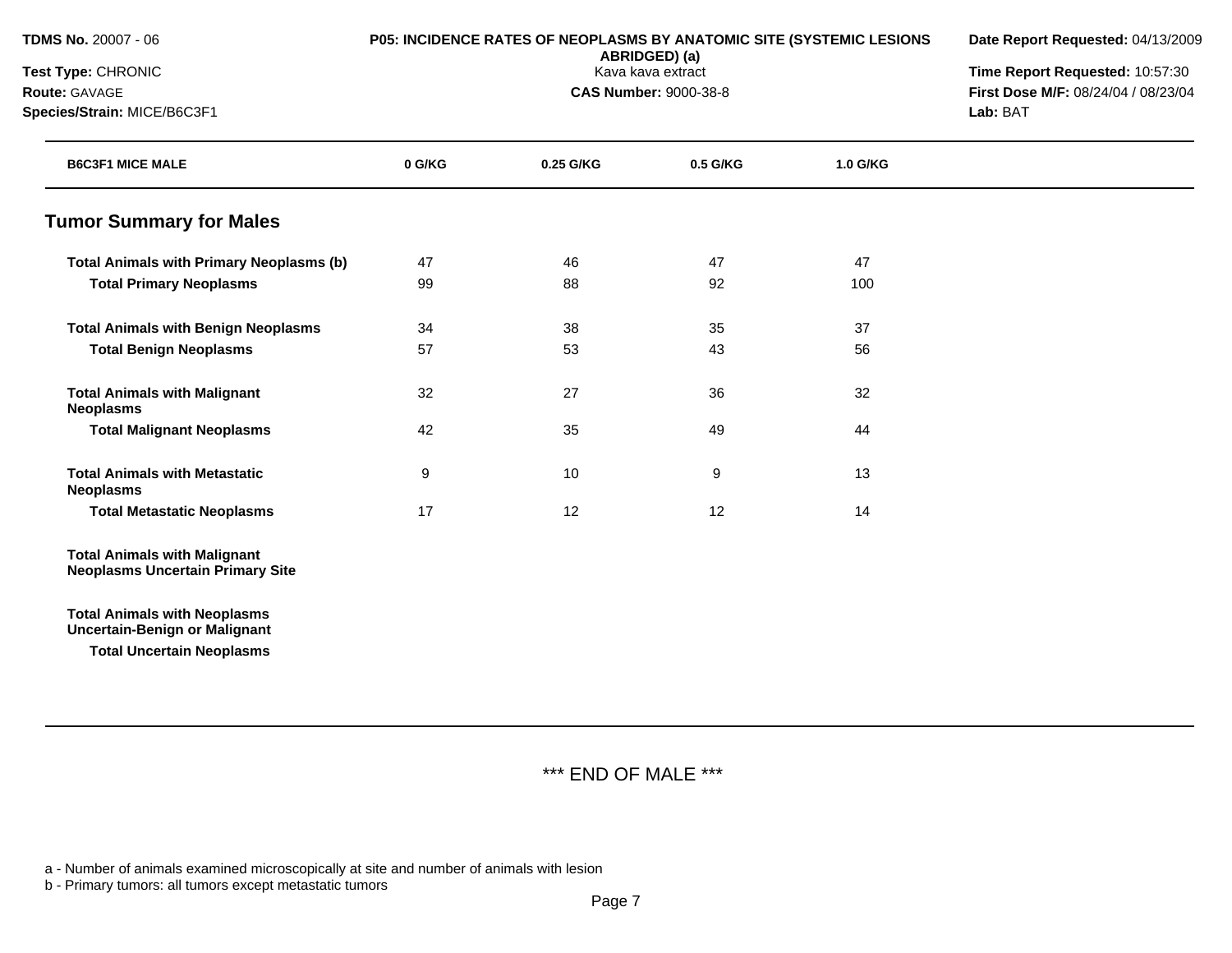**TDMS No.** 20007 - 06
**Test Type:** CHRONIC
**Route:** GAVAGE
**Species/Strain:** MICE/B6C3F1

**P05: INCIDENCE RATES OF NEOPLASMS BY ANATOMIC SITE (SYSTEMIC LESIONS ABRIDGED) (a)**
Kava kava extract
**CAS Number:** 9000-38-8

**Date Report Requested:** 04/13/2009
**Time Report Requested:** 10:57:30
**First Dose M/F:** 08/24/04 / 08/23/04
**Lab:** BAT

| B6C3F1 MICE MALE | 0 G/KG | 0.25 G/KG | 0.5 G/KG | 1.0 G/KG |
|---|---|---|---|---|
| **Tumor Summary for Males** | | | | |
| **Total Animals with Primary Neoplasms (b)** | 47 | 46 | 47 | 47 |
| **Total Primary Neoplasms** | 99 | 88 | 92 | 100 |
| **Total Animals with Benign Neoplasms** | 34 | 38 | 35 | 37 |
| **Total Benign Neoplasms** | 57 | 53 | 43 | 56 |
| **Total Animals with Malignant Neoplasms** | 32 | 27 | 36 | 32 |
| **Total Malignant Neoplasms** | 42 | 35 | 49 | 44 |
| **Total Animals with Metastatic Neoplasms** | 9 | 10 | 9 | 13 |
| **Total Metastatic Neoplasms** | 17 | 12 | 12 | 14 |
| **Total Animals with Malignant Neoplasms Uncertain Primary Site** | | | | |
| **Total Animals with Neoplasms Uncertain-Benign or Malignant** | | | | |
| **Total Uncertain Neoplasms** | | | | |

*** END OF MALE ***

a - Number of animals examined microscopically at site and number of animals with lesion
b - Primary tumors: all tumors except metastatic tumors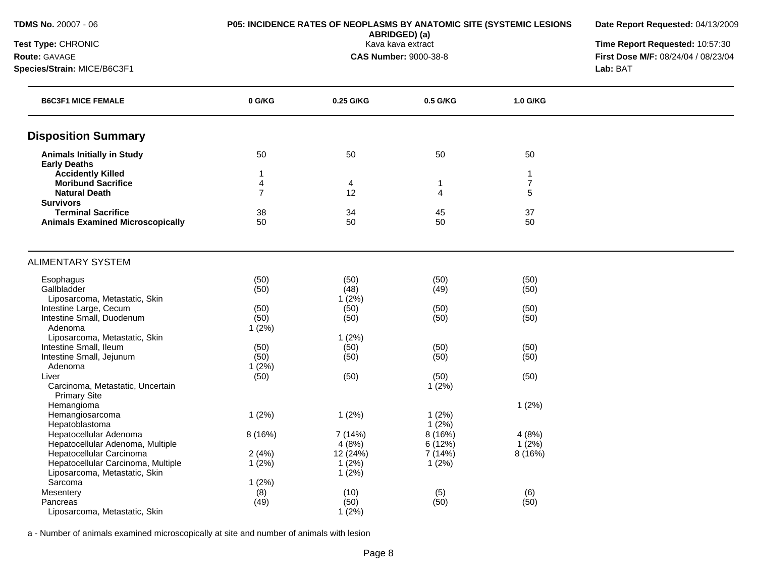**TDMS No.** 20007 - 06
**Test Type:** CHRONIC
**Route:** GAVAGE
**Species/Strain:** MICE/B6C3F1

**P05: INCIDENCE RATES OF NEOPLASMS BY ANATOMIC SITE (SYSTEMIC LESIONS ABRIDGED) (a)**
Kava kava extract
**CAS Number:** 9000-38-8

**Date Report Requested:** 04/13/2009
**Time Report Requested:** 10:57:30
**First Dose M/F:** 08/24/04 / 08/23/04
**Lab:** BAT

| B6C3F1 MICE FEMALE | 0 G/KG | 0.25 G/KG | 0.5 G/KG | 1.0 G/KG |
|---|---|---|---|---|
| **Disposition Summary** | | | | |
| **Animals Initially in Study** | 50 | 50 | 50 | 50 |
| **Early Deaths** | | | | |
| **Accidently Killed** | 1 | | | 1 |
| **Moribund Sacrifice** | 4 | 4 | 1 | 7 |
| **Natural Death** | 7 | 12 | 4 | 5 |
| **Survivors** | | | | |
| **Terminal Sacrifice** | 38 | 34 | 45 | 37 |
| **Animals Examined Microscopically** | 50 | 50 | 50 | 50 |
| ALIMENTARY SYSTEM | | | | |
| Esophagus | (50) | (50) | (50) | (50) |
| Gallbladder | (50) | (48) | (49) | (50) |
| Liposarcoma, Metastatic, Skin | | 1 (2%) | | |
| Intestine Large, Cecum | (50) | (50) | (50) | (50) |
| Intestine Small, Duodenum | (50) | (50) | (50) | (50) |
| Adenoma | 1 (2%) | | | |
| Liposarcoma, Metastatic, Skin | | 1 (2%) | | |
| Intestine Small, Ileum | (50) | (50) | (50) | (50) |
| Intestine Small, Jejunum | (50) | (50) | (50) | (50) |
| Adenoma | 1 (2%) | | | |
| Liver | (50) | (50) | (50) | (50) |
| Carcinoma, Metastatic, Uncertain Primary Site | | | 1 (2%) | |
| Hemangioma | | | | 1 (2%) |
| Hemangiosarcoma | 1 (2%) | 1 (2%) | 1 (2%) | |
| Hepatoblastoma | | | 1 (2%) | |
| Hepatocellular Adenoma | 8 (16%) | 7 (14%) | 8 (16%) | 4 (8%) |
| Hepatocellular Adenoma, Multiple | | 4 (8%) | 6 (12%) | 1 (2%) |
| Hepatocellular Carcinoma | 2 (4%) | 12 (24%) | 7 (14%) | 8 (16%) |
| Hepatocellular Carcinoma, Multiple | 1 (2%) | 1 (2%) | 1 (2%) | |
| Liposarcoma, Metastatic, Skin | | 1 (2%) | | |
| Sarcoma | 1 (2%) | | | |
| Mesentery | (8) | (10) | (5) | (6) |
| Pancreas | (49) | (50) | (50) | (50) |
| Liposarcoma, Metastatic, Skin | | 1 (2%) | | |

a - Number of animals examined microscopically at site and number of animals with lesion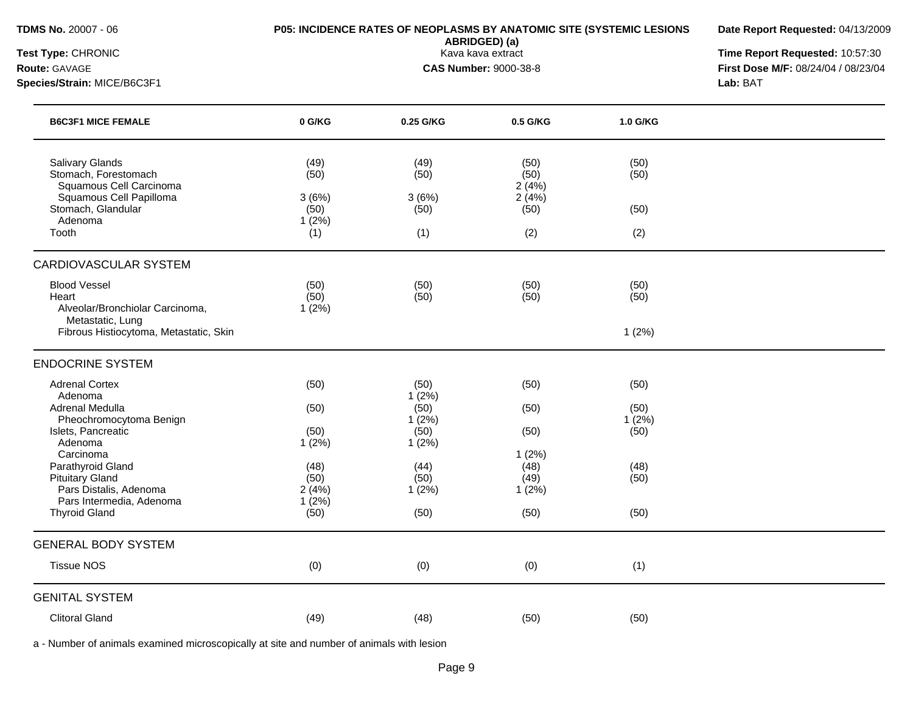**TDMS No.** 20007 - 06
**Test Type:** CHRONIC
**Route:** GAVAGE
**Species/Strain:** MICE/B6C3F1

**P05: INCIDENCE RATES OF NEOPLASMS BY ANATOMIC SITE (SYSTEMIC LESIONS ABRIDGED) (a)**
Kava kava extract
**CAS Number:** 9000-38-8

**Date Report Requested:** 04/13/2009
**Time Report Requested:** 10:57:30
**First Dose M/F:** 08/24/04 / 08/23/04
**Lab:** BAT

| B6C3F1 MICE FEMALE | 0 G/KG | 0.25 G/KG | 0.5 G/KG | 1.0 G/KG |
|---|---|---|---|---|
| Salivary Glands | (49) | (49) | (50) | (50) |
| Stomach, Forestomach | (50) | (50) | (50) | (50) |
| Squamous Cell Carcinoma | | | 2 (4%) | |
| Squamous Cell Papilloma | 3 (6%) | 3 (6%) | 2 (4%) | |
| Stomach, Glandular | (50) | (50) | (50) | (50) |
| Adenoma | 1 (2%) | | | |
| Tooth | (1) | (1) | (2) | (2) |
| **CARDIOVASCULAR SYSTEM** | | | | |
| Blood Vessel | (50) | (50) | (50) | (50) |
| Heart | (50) | (50) | (50) | (50) |
| Alveolar/Bronchiolar Carcinoma, Metastatic, Lung | 1 (2%) | | | |
| Fibrous Histiocytoma, Metastatic, Skin | | | | 1 (2%) |
| **ENDOCRINE SYSTEM** | | | | |
| Adrenal Cortex | (50) | (50) | (50) | (50) |
| Adenoma | | 1 (2%) | | |
| Adrenal Medulla | (50) | (50) | (50) | (50) |
| Pheochromocytoma Benign | | 1 (2%) | | 1 (2%) |
| Islets, Pancreatic | (50) | (50) | (50) | (50) |
| Adenoma | 1 (2%) | 1 (2%) | | |
| Carcinoma | | | 1 (2%) | |
| Parathyroid Gland | (48) | (44) | (48) | (48) |
| Pituitary Gland | (50) | (50) | (49) | (50) |
| Pars Distalis, Adenoma | 2 (4%) | 1 (2%) | 1 (2%) | |
| Pars Intermedia, Adenoma | 1 (2%) | | | |
| Thyroid Gland | (50) | (50) | (50) | (50) |
| **GENERAL BODY SYSTEM** | | | | |
| Tissue NOS | (0) | (0) | (0) | (1) |
| **GENITAL SYSTEM** | | | | |
| Clitoral Gland | (49) | (48) | (50) | (50) |

a - Number of animals examined microscopically at site and number of animals with lesion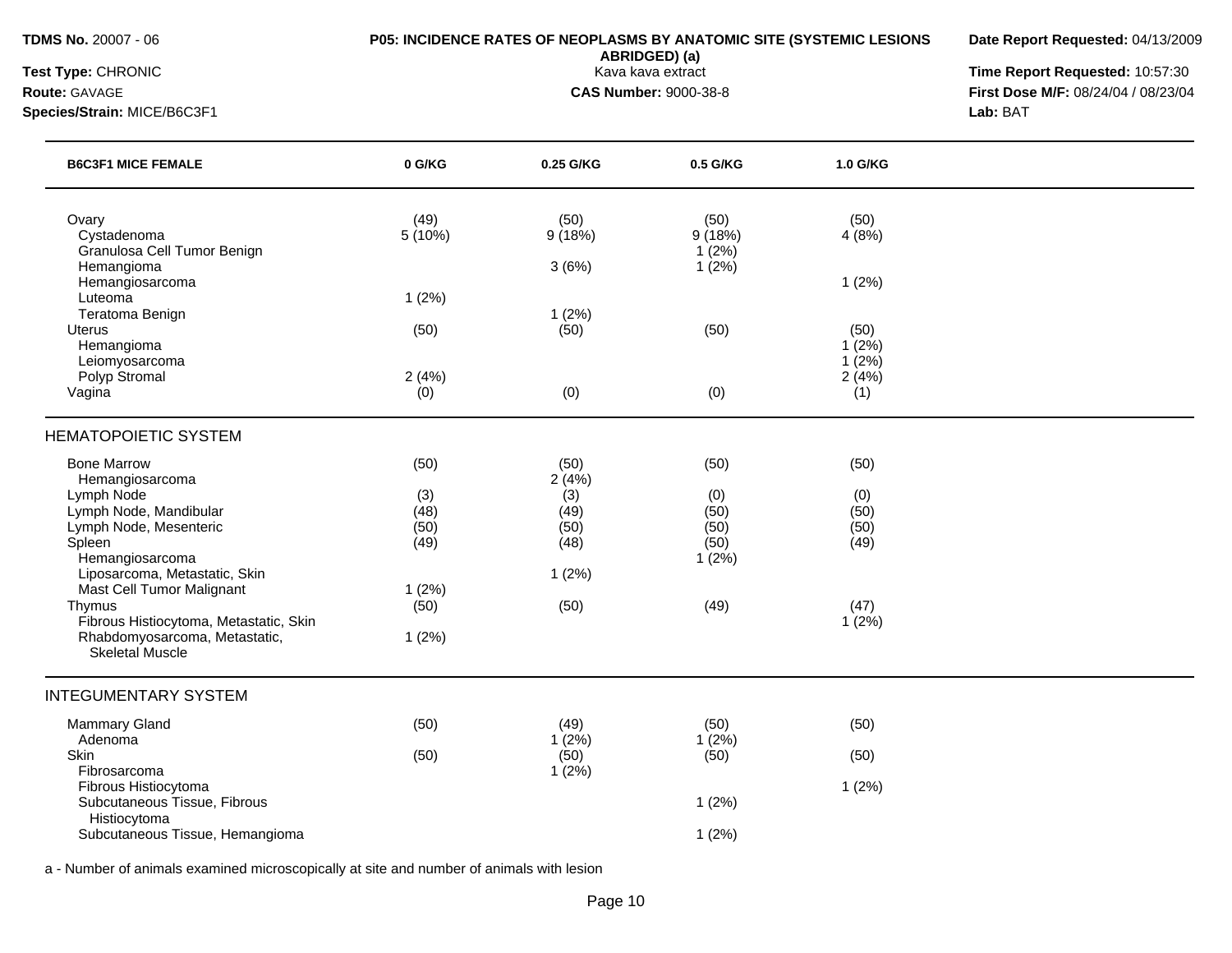**TDMS No.** 20007 - 06
**Test Type:** CHRONIC
**Route:** GAVAGE
**Species/Strain:** MICE/B6C3F1

**P05: INCIDENCE RATES OF NEOPLASMS BY ANATOMIC SITE (SYSTEMIC LESIONS ABRIDGED) (a)**
Kava kava extract
**CAS Number:** 9000-38-8

**Date Report Requested:** 04/13/2009
**Time Report Requested:** 10:57:30
**First Dose M/F:** 08/24/04 / 08/23/04
**Lab:** BAT

| B6C3F1 MICE FEMALE | 0 G/KG | 0.25 G/KG | 0.5 G/KG | 1.0 G/KG |
|---|---|---|---|---|
| Ovary | (49) | (50) | (50) | (50) |
| Cystadenoma | 5 (10%) | 9 (18%) | 9 (18%) | 4 (8%) |
| Granulosa Cell Tumor Benign | | | 1 (2%) | |
| Hemangioma | | 3 (6%) | 1 (2%) | |
| Hemangiosarcoma | | | | 1 (2%) |
| Luteoma | 1 (2%) | | | |
| Teratoma Benign | | 1 (2%) | | |
| Uterus | (50) | (50) | (50) | (50) |
| Hemangioma | | | | 1 (2%) |
| Leiomyosarcoma | | | | 1 (2%) |
| Polyp Stromal | 2 (4%) | | | 2 (4%) |
| Vagina | (0) | (0) | (0) | (1) |
| **HEMATOPOIETIC SYSTEM** | | | | |
| Bone Marrow | (50) | (50) | (50) | (50) |
| Hemangiosarcoma | | 2 (4%) | | |
| Lymph Node | (3) | (3) | (0) | (0) |
| Lymph Node, Mandibular | (48) | (49) | (50) | (50) |
| Lymph Node, Mesenteric | (50) | (50) | (50) | (50) |
| Spleen | (49) | (48) | (50) | (49) |
| Hemangiosarcoma | | | 1 (2%) | |
| Liposarcoma, Metastatic, Skin | | 1 (2%) | | |
| Mast Cell Tumor Malignant | 1 (2%) | | | |
| Thymus | (50) | (50) | (49) | (47) |
| Fibrous Histiocytoma, Metastatic, Skin | | | | 1 (2%) |
| Rhabdomyosarcoma, Metastatic, Skeletal Muscle | 1 (2%) | | | |
| **INTEGUMENTARY SYSTEM** | | | | |
| Mammary Gland | (50) | (49) | (50) | (50) |
| Adenoma | | 1 (2%) | 1 (2%) | |
| Skin | (50) | (50) | (50) | (50) |
| Fibrosarcoma | | 1 (2%) | | |
| Fibrous Histiocytoma | | | | 1 (2%) |
| Subcutaneous Tissue, Fibrous Histiocytoma | | | 1 (2%) | |
| Subcutaneous Tissue, Hemangioma | | | 1 (2%) | |

a - Number of animals examined microscopically at site and number of animals with lesion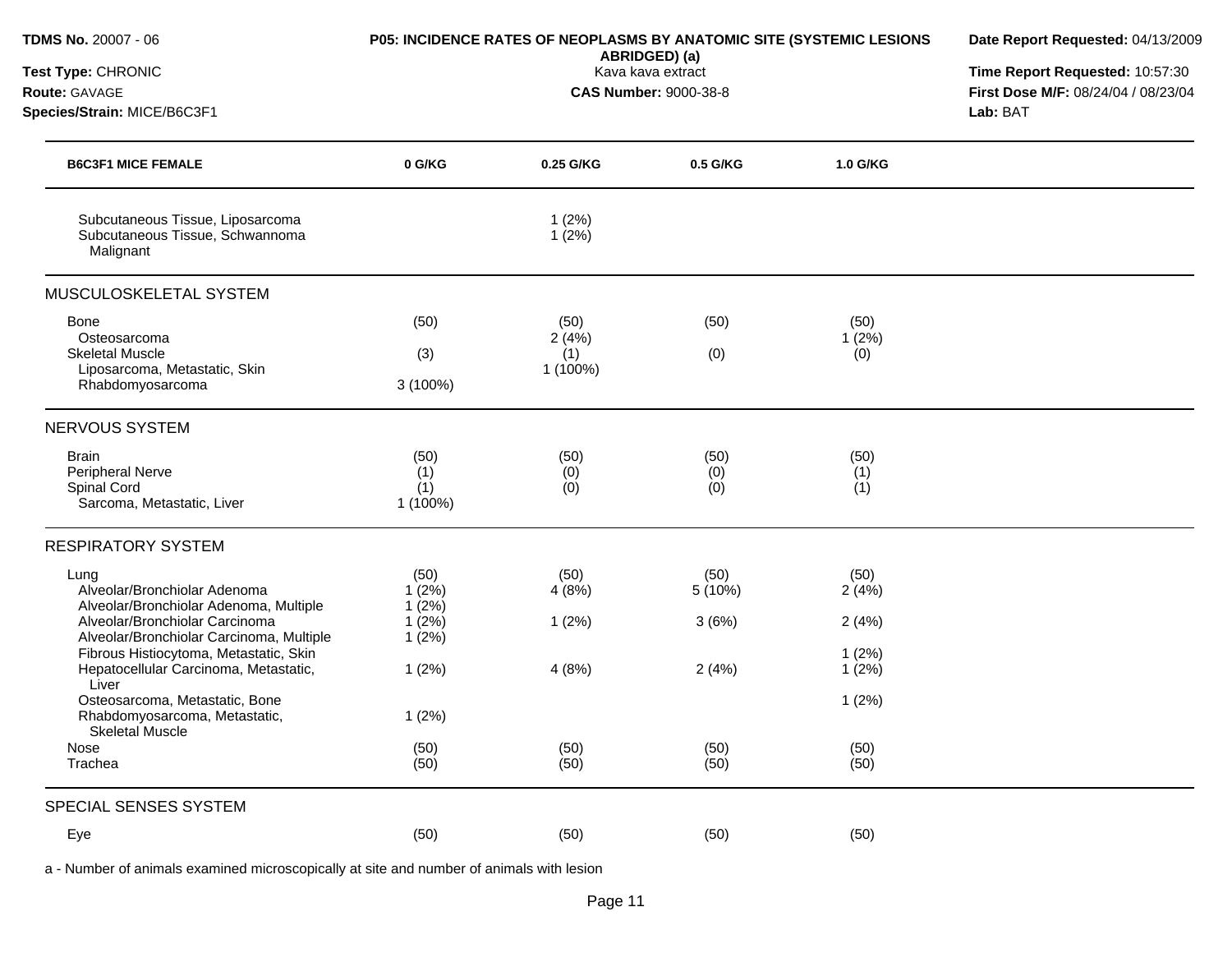**TDMS No.** 20007 - 06
**Test Type:** CHRONIC
**Route:** GAVAGE
**Species/Strain:** MICE/B6C3F1

**P05: INCIDENCE RATES OF NEOPLASMS BY ANATOMIC SITE (SYSTEMIC LESIONS ABRIDGED) (a)**
Kava kava extract
**CAS Number:** 9000-38-8

**Date Report Requested:** 04/13/2009
**Time Report Requested:** 10:57:30
**First Dose M/F:** 08/24/04 / 08/23/04
**Lab:** BAT

| B6C3F1 MICE FEMALE | 0 G/KG | 0.25 G/KG | 0.5 G/KG | 1.0 G/KG |
|---|---|---|---|---|
| Subcutaneous Tissue, Liposarcoma | | 1 (2%) | | |
| Subcutaneous Tissue, Schwannoma Malignant | | 1 (2%) | | |
| **MUSCULOSKELETAL SYSTEM** | | | | |
| Bone | (50) | (50) | (50) | (50) |
| Osteosarcoma | | 2 (4%) | | 1 (2%) |
| Skeletal Muscle | (3) | (1) | (0) | (0) |
| Liposarcoma, Metastatic, Skin | | 1 (100%) | | |
| Rhabdomyosarcoma | 3 (100%) | | | |
| **NERVOUS SYSTEM** | | | | |
| Brain | (50) | (50) | (50) | (50) |
| Peripheral Nerve | (1) | (0) | (0) | (1) |
| Spinal Cord | (1) | (0) | (0) | (1) |
| Sarcoma, Metastatic, Liver | 1 (100%) | | | |
| **RESPIRATORY SYSTEM** | | | | |
| Lung | (50) | (50) | (50) | (50) |
| Alveolar/Bronchiolar Adenoma | 1 (2%) | 4 (8%) | 5 (10%) | 2 (4%) |
| Alveolar/Bronchiolar Adenoma, Multiple | 1 (2%) | | | |
| Alveolar/Bronchiolar Carcinoma | 1 (2%) | 1 (2%) | 3 (6%) | 2 (4%) |
| Alveolar/Bronchiolar Carcinoma, Multiple | 1 (2%) | | | |
| Fibrous Histiocytoma, Metastatic, Skin | | | | 1 (2%) |
| Hepatocellular Carcinoma, Metastatic, Liver | 1 (2%) | 4 (8%) | 2 (4%) | 1 (2%) |
| Osteosarcoma, Metastatic, Bone | | | | 1 (2%) |
| Rhabdomyosarcoma, Metastatic, Skeletal Muscle | 1 (2%) | | | |
| Nose | (50) | (50) | (50) | (50) |
| Trachea | (50) | (50) | (50) | (50) |
| **SPECIAL SENSES SYSTEM** | | | | |
| Eye | (50) | (50) | (50) | (50) |

a - Number of animals examined microscopically at site and number of animals with lesion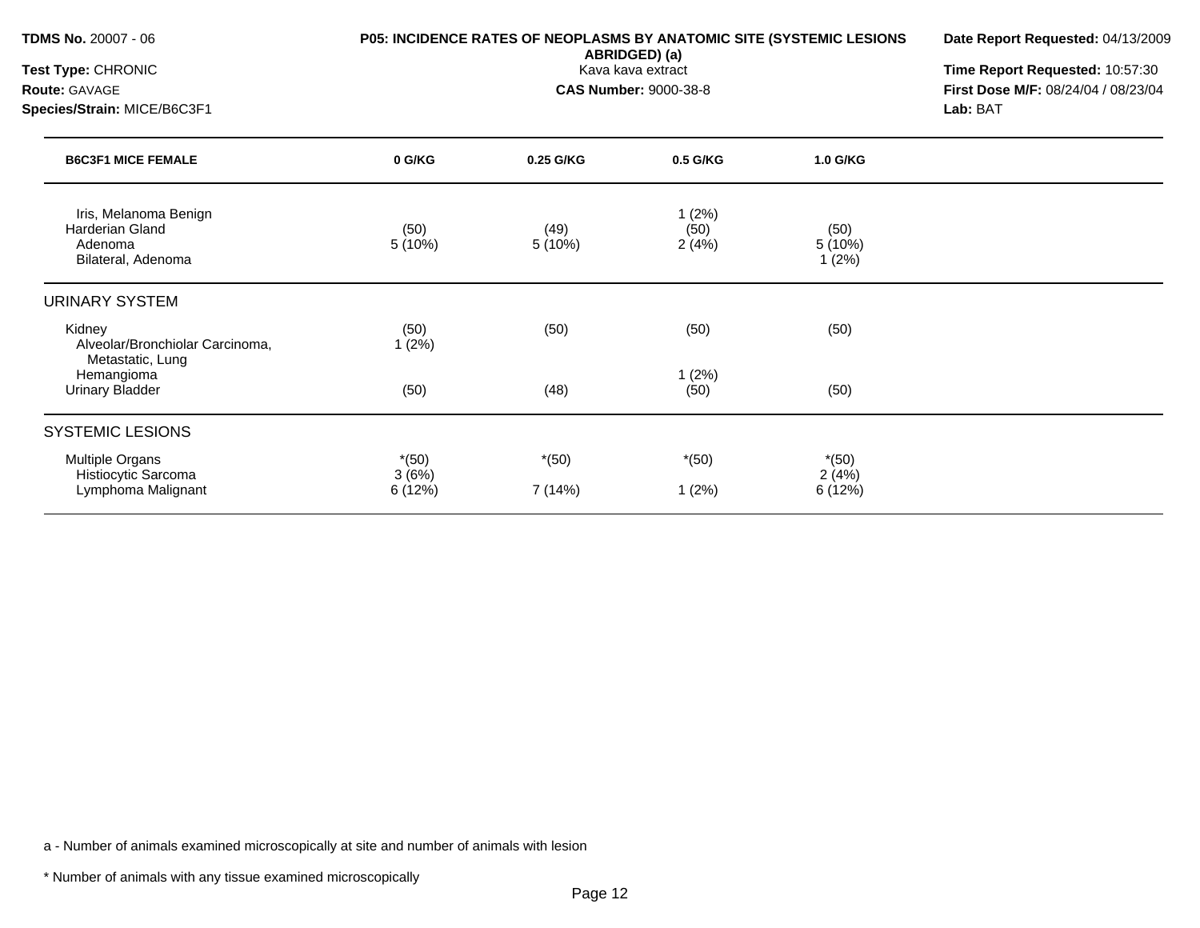**TDMS No.** 20007 - 06
**Test Type:** CHRONIC
**Route:** GAVAGE
**Species/Strain:** MICE/B6C3F1

**P05: INCIDENCE RATES OF NEOPLASMS BY ANATOMIC SITE (SYSTEMIC LESIONS ABRIDGED) (a)**
Kava kava extract
**CAS Number:** 9000-38-8

**Date Report Requested:** 04/13/2009
**Time Report Requested:** 10:57:30
**First Dose M/F:** 08/24/04 / 08/23/04
**Lab:** BAT

| B6C3F1 MICE FEMALE | 0 G/KG | 0.25 G/KG | 0.5 G/KG | 1.0 G/KG |
|---|---|---|---|---|
| Iris, Melanoma Benign | | | 1 (2%) | |
| Harderian Gland | (50) | (49) | (50) | (50) |
| Adenoma | 5 (10%) | 5 (10%) | 2 (4%) | 5 (10%) |
| Bilateral, Adenoma | | | | 1 (2%) |
| **URINARY SYSTEM** | | | | |
| Kidney | (50) | (50) | (50) | (50) |
| Alveolar/Bronchiolar Carcinoma, Metastatic, Lung | 1 (2%) | | | |
| Hemangioma | | | 1 (2%) | |
| Urinary Bladder | (50) | (48) | (50) | (50) |
| **SYSTEMIC LESIONS** | | | | |
| Multiple Organs | *(50) | *(50) | *(50) | *(50) |
| Histiocytic Sarcoma | 3 (6%) | | | 2 (4%) |
| Lymphoma Malignant | 6 (12%) | 7 (14%) | 1 (2%) | 6 (12%) |

a - Number of animals examined microscopically at site and number of animals with lesion

* Number of animals with any tissue examined microscopically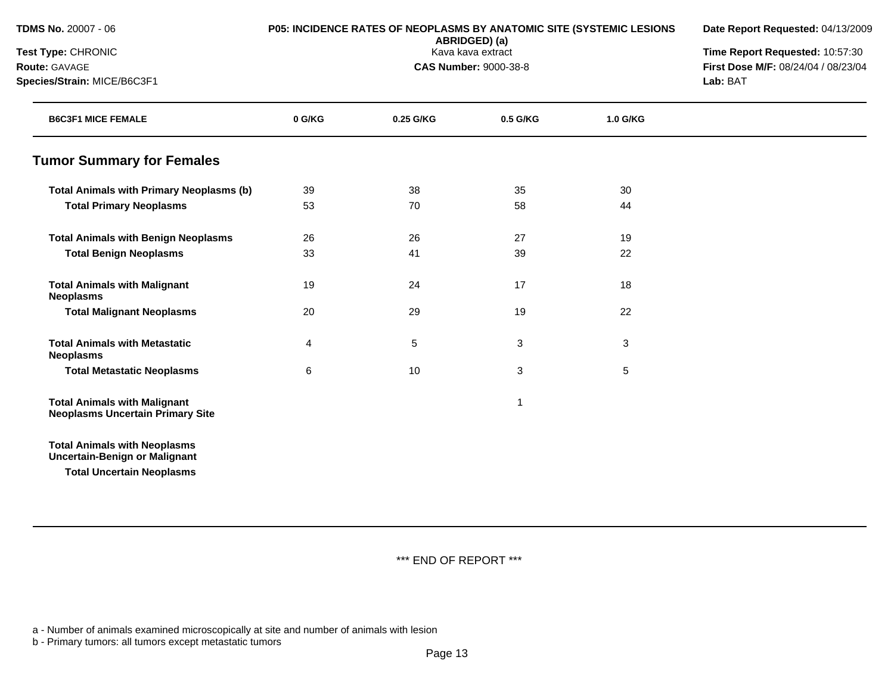**TDMS No.** 20007 - 06
**Test Type:** CHRONIC
**Route:** GAVAGE
**Species/Strain:** MICE/B6C3F1

**P05: INCIDENCE RATES OF NEOPLASMS BY ANATOMIC SITE (SYSTEMIC LESIONS ABRIDGED) (a)**
Kava kava extract
**CAS Number:** 9000-38-8

**Date Report Requested:** 04/13/2009
**Time Report Requested:** 10:57:30
**First Dose M/F:** 08/24/04 / 08/23/04
**Lab:** BAT

| B6C3F1 MICE FEMALE | 0 G/KG | 0.25 G/KG | 0.5 G/KG | 1.0 G/KG |
|---|---|---|---|---|
| **Tumor Summary for Females** | | | | |
| **Total Animals with Primary Neoplasms (b)** | 39 | 38 | 35 | 30 |
| **Total Primary Neoplasms** | 53 | 70 | 58 | 44 |
| **Total Animals with Benign Neoplasms** | 26 | 26 | 27 | 19 |
| **Total Benign Neoplasms** | 33 | 41 | 39 | 22 |
| **Total Animals with Malignant Neoplasms** | 19 | 24 | 17 | 18 |
| **Total Malignant Neoplasms** | 20 | 29 | 19 | 22 |
| **Total Animals with Metastatic Neoplasms** | 4 | 5 | 3 | 3 |
| **Total Metastatic Neoplasms** | 6 | 10 | 3 | 5 |
| **Total Animals with Malignant Neoplasms Uncertain Primary Site** | | | 1 | |
| **Total Animals with Neoplasms Uncertain-Benign or Malignant** | | | | |
| **Total Uncertain Neoplasms** | | | | |

*** END OF REPORT ***

a - Number of animals examined microscopically at site and number of animals with lesion
b - Primary tumors: all tumors except metastatic tumors